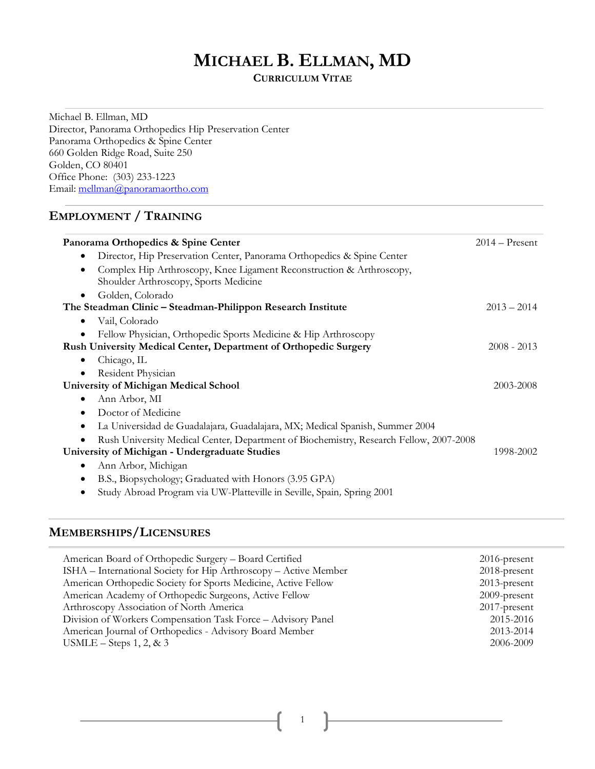# Michael B. Ellman, MD

**Curriculum Vitae**

Michael B. Ellman, MD
Director, Panorama Orthopedics Hip Preservation Center
Panorama Orthopedics & Spine Center
660 Golden Ridge Road, Suite 250
Golden, CO 80401
Office Phone: (303) 233-1223
Email: mellman@panoramaortho.com

## Employment / Training

**Panorama Orthopedics & Spine Center** — 2014 – Present

- Director, Hip Preservation Center, Panorama Orthopedics & Spine Center
- Complex Hip Arthroscopy, Knee Ligament Reconstruction & Arthroscopy, Shoulder Arthroscopy, Sports Medicine
- Golden, Colorado

**The Steadman Clinic – Steadman-Philippon Research Institute** — 2013 – 2014

- Vail, Colorado
- Fellow Physician, Orthopedic Sports Medicine & Hip Arthroscopy

**Rush University Medical Center, Department of Orthopedic Surgery** — 2008 - 2013

- Chicago, IL
- Resident Physician

**University of Michigan Medical School** — 2003-2008

- Ann Arbor, MI
- Doctor of Medicine
- La Universidad de Guadalajara*,* Guadalajara, MX; Medical Spanish, Summer 2004
- Rush University Medical Center*,* Department of Biochemistry, Research Fellow, 2007-2008

**University of Michigan - Undergraduate Studies** — 1998-2002

- Ann Arbor, Michigan
- B.S., Biopsychology; Graduated with Honors (3.95 GPA)
- Study Abroad Program via UW-Platteville in Seville, Spain*,* Spring 2001

## Memberships/Licensures

| Membership/Licensure | Years |
|---|---|
| American Board of Orthopedic Surgery – Board Certified | 2016-present |
| ISHA – International Society for Hip Arthroscopy – Active Member | 2018-present |
| American Orthopedic Society for Sports Medicine, Active Fellow | 2013-present |
| American Academy of Orthopedic Surgeons, Active Fellow | 2009-present |
| Arthroscopy Association of North America | 2017-present |
| Division of Workers Compensation Task Force – Advisory Panel | 2015-2016 |
| American Journal of Orthopedics - Advisory Board Member | 2013-2014 |
| USMLE – Steps 1, 2, & 3 | 2006-2009 |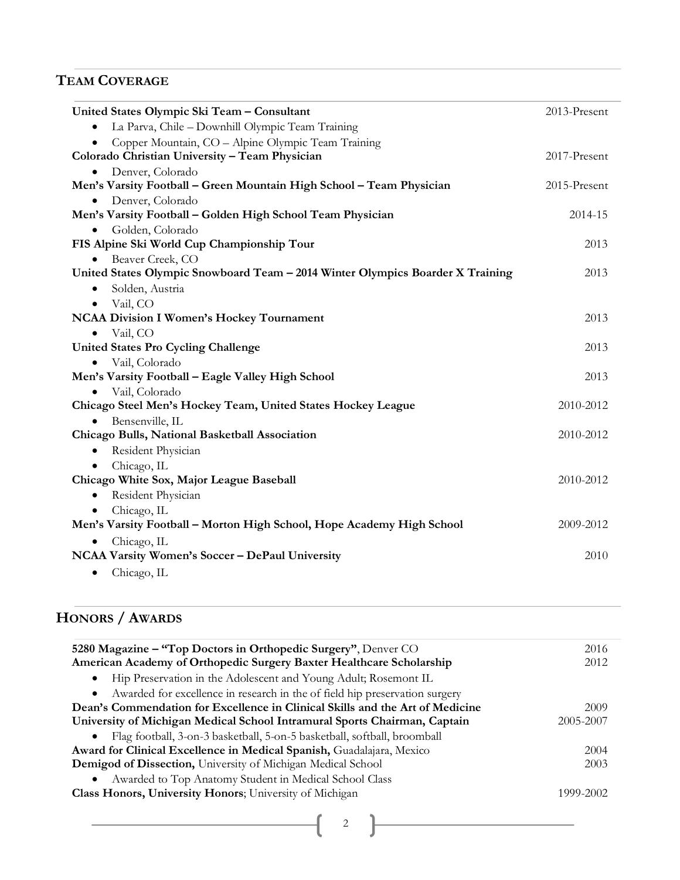## Team Coverage

**United States Olympic Ski Team – Consultant** 2013-Present
- La Parva, Chile – Downhill Olympic Team Training
- Copper Mountain, CO – Alpine Olympic Team Training

**Colorado Christian University – Team Physician** 2017-Present
- Denver, Colorado

**Men's Varsity Football – Green Mountain High School – Team Physician** 2015-Present
- Denver, Colorado

**Men's Varsity Football – Golden High School Team Physician** 2014-15
- Golden, Colorado

**FIS Alpine Ski World Cup Championship Tour** 2013
- Beaver Creek, CO

**United States Olympic Snowboard Team – 2014 Winter Olympics Boarder X Training** 2013
- Solden, Austria
- Vail, CO

**NCAA Division I Women's Hockey Tournament** 2013
- Vail, CO

**United States Pro Cycling Challenge** 2013
- Vail, Colorado

**Men's Varsity Football – Eagle Valley High School** 2013
- Vail, Colorado

**Chicago Steel Men's Hockey Team, United States Hockey League** 2010-2012
- Bensenville, IL

**Chicago Bulls, National Basketball Association** 2010-2012
- Resident Physician
- Chicago, IL

**Chicago White Sox, Major League Baseball** 2010-2012
- Resident Physician
- Chicago, IL

**Men's Varsity Football – Morton High School, Hope Academy High School** 2009-2012
- Chicago, IL

**NCAA Varsity Women's Soccer – DePaul University** 2010
- Chicago, IL

## Honors / Awards

**5280 Magazine – "Top Doctors in Orthopedic Surgery"**, Denver CO 2016

**American Academy of Orthopedic Surgery Baxter Healthcare Scholarship** 2012
- Hip Preservation in the Adolescent and Young Adult; Rosemont IL
- Awarded for excellence in research in the of field hip preservation surgery

**Dean's Commendation for Excellence in Clinical Skills and the Art of Medicine** 2009

**University of Michigan Medical School Intramural Sports Chairman, Captain** 2005-2007
- Flag football, 3-on-3 basketball, 5-on-5 basketball, softball, broomball

**Award for Clinical Excellence in Medical Spanish,** Guadalajara, Mexico 2004

**Demigod of Dissection,** University of Michigan Medical School 2003
- Awarded to Top Anatomy Student in Medical School Class

**Class Honors, University Honors**; University of Michigan 1999-2002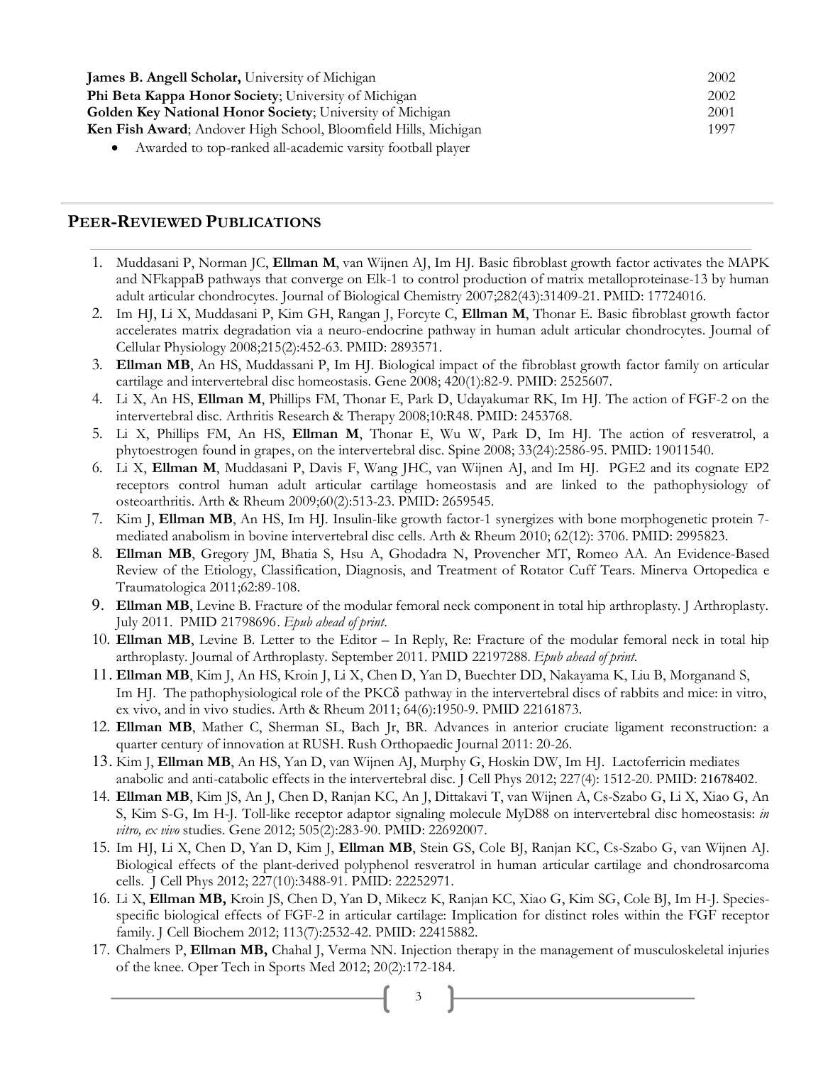**James B. Angell Scholar,** University of Michigan 2002

**Phi Beta Kappa Honor Society**; University of Michigan 2002

**Golden Key National Honor Society**; University of Michigan 2001

**Ken Fish Award**; Andover High School, Bloomfield Hills, Michigan 1997

- Awarded to top-ranked all-academic varsity football player

## PEER-REVIEWED PUBLICATIONS

1. Muddasani P, Norman JC, **Ellman M**, van Wijnen AJ, Im HJ. Basic fibroblast growth factor activates the MAPK and NFkappaB pathways that converge on Elk-1 to control production of matrix metalloproteinase-13 by human adult articular chondrocytes. Journal of Biological Chemistry 2007;282(43):31409-21. PMID: 17724016.
2. Im HJ, Li X, Muddasani P, Kim GH, Rangan J, Forcyte C, **Ellman M**, Thonar E. Basic fibroblast growth factor accelerates matrix degradation via a neuro-endocrine pathway in human adult articular chondrocytes. Journal of Cellular Physiology 2008;215(2):452-63. PMID: 2893571.
3. **Ellman MB**, An HS, Muddassani P, Im HJ. Biological impact of the fibroblast growth factor family on articular cartilage and intervertebral disc homeostasis. Gene 2008; 420(1):82-9. PMID: 2525607.
4. Li X, An HS, **Ellman M**, Phillips FM, Thonar E, Park D, Udayakumar RK, Im HJ. The action of FGF-2 on the intervertebral disc. Arthritis Research & Therapy 2008;10:R48. PMID: 2453768.
5. Li X, Phillips FM, An HS, **Ellman M**, Thonar E, Wu W, Park D, Im HJ. The action of resveratrol, a phytoestrogen found in grapes, on the intervertebral disc. Spine 2008; 33(24):2586-95. PMID: 19011540.
6. Li X, **Ellman M**, Muddasani P, Davis F, Wang JHC, van Wijnen AJ, and Im HJ. PGE2 and its cognate EP2 receptors control human adult articular cartilage homeostasis and are linked to the pathophysiology of osteoarthritis. Arth & Rheum 2009;60(2):513-23. PMID: 2659545.
7. Kim J, **Ellman MB**, An HS, Im HJ. Insulin-like growth factor-1 synergizes with bone morphogenetic protein 7-mediated anabolism in bovine intervertebral disc cells. Arth & Rheum 2010; 62(12): 3706. PMID: 2995823.
8. **Ellman MB**, Gregory JM, Bhatia S, Hsu A, Ghodadra N, Provencher MT, Romeo AA. An Evidence-Based Review of the Etiology, Classification, Diagnosis, and Treatment of Rotator Cuff Tears. Minerva Ortopedica e Traumatologica 2011;62:89-108.
9. **Ellman MB**, Levine B. Fracture of the modular femoral neck component in total hip arthroplasty. J Arthroplasty. July 2011. PMID 21798696. *Epub ahead of print.*
10. **Ellman MB**, Levine B. Letter to the Editor – In Reply, Re: Fracture of the modular femoral neck in total hip arthroplasty. Journal of Arthroplasty. September 2011. PMID 22197288. *Epub ahead of print.*
11. **Ellman MB**, Kim J, An HS, Kroin J, Li X, Chen D, Yan D, Buechter DD, Nakayama K, Liu B, Morganand S, Im HJ. The pathophysiological role of the PKCδ pathway in the intervertebral discs of rabbits and mice: in vitro, ex vivo, and in vivo studies. Arth & Rheum 2011; 64(6):1950-9. PMID 22161873.
12. **Ellman MB**, Mather C, Sherman SL, Bach Jr, BR. Advances in anterior cruciate ligament reconstruction: a quarter century of innovation at RUSH. Rush Orthopaedic Journal 2011: 20-26.
13. Kim J, **Ellman MB**, An HS, Yan D, van Wijnen AJ, Murphy G, Hoskin DW, Im HJ. Lactoferricin mediates anabolic and anti-catabolic effects in the intervertebral disc. J Cell Phys 2012; 227(4): 1512-20. PMID: 21678402.
14. **Ellman MB**, Kim JS, An J, Chen D, Ranjan KC, An J, Dittakavi T, van Wijnen A, Cs-Szabo G, Li X, Xiao G, An S, Kim S-G, Im H-J. Toll-like receptor adaptor signaling molecule MyD88 on intervertebral disc homeostasis: *in vitro, ex vivo* studies. Gene 2012; 505(2):283-90. PMID: 22692007.
15. Im HJ, Li X, Chen D, Yan D, Kim J, **Ellman MB**, Stein GS, Cole BJ, Ranjan KC, Cs-Szabo G, van Wijnen AJ. Biological effects of the plant-derived polyphenol resveratrol in human articular cartilage and chondrosarcoma cells. J Cell Phys 2012; 227(10):3488-91. PMID: 22252971.
16. Li X, **Ellman MB,** Kroin JS, Chen D, Yan D, Mikecz K, Ranjan KC, Xiao G, Kim SG, Cole BJ, Im H-J. Species-specific biological effects of FGF-2 in articular cartilage: Implication for distinct roles within the FGF receptor family. J Cell Biochem 2012; 113(7):2532-42. PMID: 22415882.
17. Chalmers P, **Ellman MB,** Chahal J, Verma NN. Injection therapy in the management of musculoskeletal injuries of the knee. Oper Tech in Sports Med 2012; 20(2):172-184.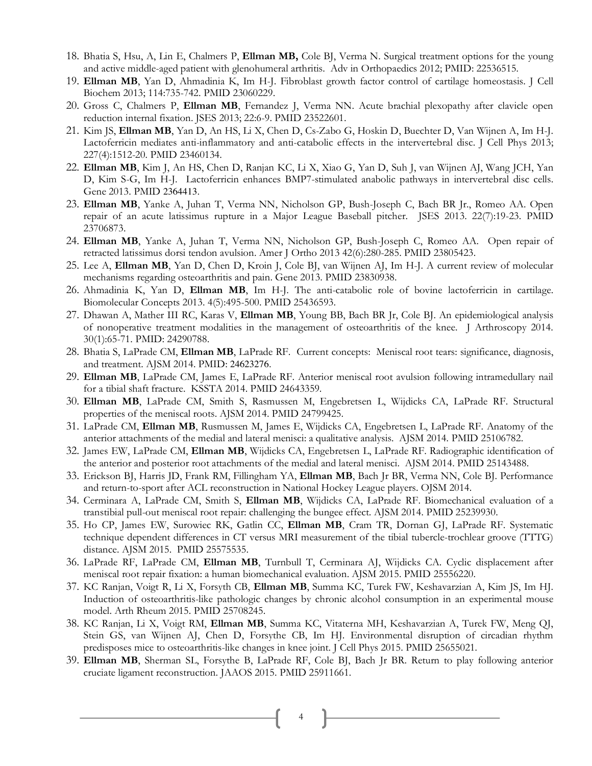18. Bhatia S, Hsu, A, Lin E, Chalmers P, **Ellman MB,** Cole BJ, Verma N. Surgical treatment options for the young and active middle-aged patient with glenohumeral arthritis. Adv in Orthopaedics 2012; PMID: 22536515.
19. **Ellman MB**, Yan D, Ahmadinia K, Im H-J. Fibroblast growth factor control of cartilage homeostasis. J Cell Biochem 2013; 114:735-742. PMID 23060229.
20. Gross C, Chalmers P, **Ellman MB**, Fernandez J, Verma NN. Acute brachial plexopathy after clavicle open reduction internal fixation. JSES 2013; 22:6-9. PMID 23522601.
21. Kim JS, **Ellman MB**, Yan D, An HS, Li X, Chen D, Cs-Zabo G, Hoskin D, Buechter D, Van Wijnen A, Im H-J. Lactoferricin mediates anti-inflammatory and anti-catabolic effects in the intervertebral disc. J Cell Phys 2013; 227(4):1512-20. PMID 23460134.
22. **Ellman MB**, Kim J, An HS, Chen D, Ranjan KC, Li X, Xiao G, Yan D, Suh J, van Wijnen AJ, Wang JCH, Yan D, Kim S-G, Im H-J. Lactoferricin enhances BMP7-stimulated anabolic pathways in intervertebral disc cells. Gene 2013. PMID 2364413.
23. **Ellman MB**, Yanke A, Juhan T, Verma NN, Nicholson GP, Bush-Joseph C, Bach BR Jr., Romeo AA. Open repair of an acute latissimus rupture in a Major League Baseball pitcher. JSES 2013. 22(7):19-23. PMID 23706873.
24. **Ellman MB**, Yanke A, Juhan T, Verma NN, Nicholson GP, Bush-Joseph C, Romeo AA. Open repair of retracted latissimus dorsi tendon avulsion. Amer J Ortho 2013 42(6):280-285. PMID 23805423.
25. Lee A, **Ellman MB**, Yan D, Chen D, Kroin J, Cole BJ, van Wijnen AJ, Im H-J. A current review of molecular mechanisms regarding osteoarthritis and pain. Gene 2013. PMID 23830938.
26. Ahmadinia K, Yan D, **Ellman MB**, Im H-J. The anti-catabolic role of bovine lactoferricin in cartilage. Biomolecular Concepts 2013. 4(5):495-500. PMID 25436593.
27. Dhawan A, Mather III RC, Karas V, **Ellman MB**, Young BB, Bach BR Jr, Cole BJ. An epidemiological analysis of nonoperative treatment modalities in the management of osteoarthritis of the knee. J Arthroscopy 2014. 30(1):65-71. PMID: 24290788.
28. Bhatia S, LaPrade CM, **Ellman MB**, LaPrade RF. Current concepts: Meniscal root tears: significance, diagnosis, and treatment. AJSM 2014. PMID: 24623276.
29. **Ellman MB**, LaPrade CM, James E, LaPrade RF. Anterior meniscal root avulsion following intramedullary nail for a tibial shaft fracture. KSSTA 2014. PMID 24643359.
30. **Ellman MB**, LaPrade CM, Smith S, Rasmussen M, Engebretsen L, Wijdicks CA, LaPrade RF. Structural properties of the meniscal roots. AJSM 2014. PMID 24799425.
31. LaPrade CM, **Ellman MB**, Rusmussen M, James E, Wijdicks CA, Engebretsen L, LaPrade RF. Anatomy of the anterior attachments of the medial and lateral menisci: a qualitative analysis. AJSM 2014. PMID 25106782.
32. James EW, LaPrade CM, **Ellman MB**, Wijdicks CA, Engebretsen L, LaPrade RF. Radiographic identification of the anterior and posterior root attachments of the medial and lateral menisci. AJSM 2014. PMID 25143488.
33. Erickson BJ, Harris JD, Frank RM, Fillingham YA, **Ellman MB**, Bach Jr BR, Verma NN, Cole BJ. Performance and return-to-sport after ACL reconstruction in National Hockey League players. OJSM 2014.
34. Cerminara A, LaPrade CM, Smith S, **Ellman MB**, Wijdicks CA, LaPrade RF. Biomechanical evaluation of a transtibial pull-out meniscal root repair: challenging the bungee effect. AJSM 2014. PMID 25239930.
35. Ho CP, James EW, Surowiec RK, Gatlin CC, **Ellman MB**, Cram TR, Dornan GJ, LaPrade RF. Systematic technique dependent differences in CT versus MRI measurement of the tibial tubercle-trochlear groove (TTTG) distance. AJSM 2015. PMID 25575535.
36. LaPrade RF, LaPrade CM, **Ellman MB**, Turnbull T, Cerminara AJ, Wijdicks CA. Cyclic displacement after meniscal root repair fixation: a human biomechanical evaluation. AJSM 2015. PMID 25556220.
37. KC Ranjan, Voigt R, Li X, Forsyth CB, **Ellman MB**, Summa KC, Turek FW, Keshavarzian A, Kim JS, Im HJ. Induction of osteoarthritis-like pathologic changes by chronic alcohol consumption in an experimental mouse model. Arth Rheum 2015. PMID 25708245.
38. KC Ranjan, Li X, Voigt RM, **Ellman MB**, Summa KC, Vitaterna MH, Keshavarzian A, Turek FW, Meng QJ, Stein GS, van Wijnen AJ, Chen D, Forsythe CB, Im HJ. Environmental disruption of circadian rhythm predisposes mice to osteoarthritis-like changes in knee joint. J Cell Phys 2015. PMID 25655021.
39. **Ellman MB**, Sherman SL, Forsythe B, LaPrade RF, Cole BJ, Bach Jr BR. Return to play following anterior cruciate ligament reconstruction. JAAOS 2015. PMID 25911661.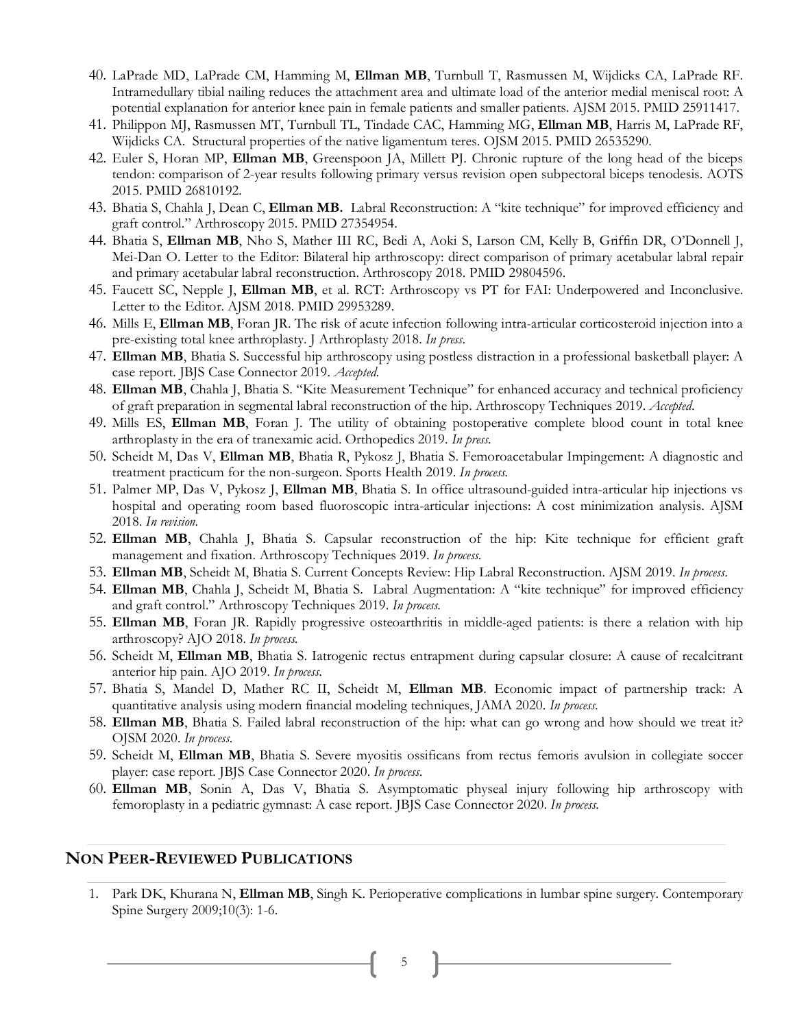40. LaPrade MD, LaPrade CM, Hamming M, **Ellman MB**, Turnbull T, Rasmussen M, Wijdicks CA, LaPrade RF. Intramedullary tibial nailing reduces the attachment area and ultimate load of the anterior medial meniscal root: A potential explanation for anterior knee pain in female patients and smaller patients. AJSM 2015. PMID 25911417.
41. Philippon MJ, Rasmussen MT, Turnbull TL, Tindade CAC, Hamming MG, **Ellman MB**, Harris M, LaPrade RF, Wijdicks CA. Structural properties of the native ligamentum teres. OJSM 2015. PMID 26535290.
42. Euler S, Horan MP, **Ellman MB**, Greenspoon JA, Millett PJ. Chronic rupture of the long head of the biceps tendon: comparison of 2-year results following primary versus revision open subpectoral biceps tenodesis. AOTS 2015. PMID 26810192.
43. Bhatia S, Chahla J, Dean C, **Ellman MB.** Labral Reconstruction: A "kite technique" for improved efficiency and graft control." Arthroscopy 2015. PMID 27354954.
44. Bhatia S, **Ellman MB**, Nho S, Mather III RC, Bedi A, Aoki S, Larson CM, Kelly B, Griffin DR, O'Donnell J, Mei-Dan O. Letter to the Editor: Bilateral hip arthroscopy: direct comparison of primary acetabular labral repair and primary acetabular labral reconstruction. Arthroscopy 2018. PMID 29804596.
45. Faucett SC, Nepple J, **Ellman MB**, et al. RCT: Arthroscopy vs PT for FAI: Underpowered and Inconclusive. Letter to the Editor. AJSM 2018. PMID 29953289.
46. Mills E, **Ellman MB**, Foran JR. The risk of acute infection following intra-articular corticosteroid injection into a pre-existing total knee arthroplasty. J Arthroplasty 2018. *In press*.
47. **Ellman MB**, Bhatia S. Successful hip arthroscopy using postless distraction in a professional basketball player: A case report. JBJS Case Connector 2019. *Accepted*.
48. **Ellman MB**, Chahla J, Bhatia S. "Kite Measurement Technique" for enhanced accuracy and technical proficiency of graft preparation in segmental labral reconstruction of the hip. Arthroscopy Techniques 2019. *Accepted*.
49. Mills ES, **Ellman MB**, Foran J. The utility of obtaining postoperative complete blood count in total knee arthroplasty in the era of tranexamic acid. Orthopedics 2019. *In press*.
50. Scheidt M, Das V, **Ellman MB**, Bhatia R, Pykosz J, Bhatia S. Femoroacetabular Impingement: A diagnostic and treatment practicum for the non-surgeon. Sports Health 2019. *In process*.
51. Palmer MP, Das V, Pykosz J, **Ellman MB**, Bhatia S. In office ultrasound-guided intra-articular hip injections vs hospital and operating room based fluoroscopic intra-articular injections: A cost minimization analysis. AJSM 2018. *In revision*.
52. **Ellman MB**, Chahla J, Bhatia S. Capsular reconstruction of the hip: Kite technique for efficient graft management and fixation. Arthroscopy Techniques 2019. *In process*.
53. **Ellman MB**, Scheidt M, Bhatia S. Current Concepts Review: Hip Labral Reconstruction. AJSM 2019. *In process*.
54. **Ellman MB**, Chahla J, Scheidt M, Bhatia S. Labral Augmentation: A "kite technique" for improved efficiency and graft control." Arthroscopy Techniques 2019. *In process*.
55. **Ellman MB**, Foran JR. Rapidly progressive osteoarthritis in middle-aged patients: is there a relation with hip arthroscopy? AJO 2018. *In process*.
56. Scheidt M, **Ellman MB**, Bhatia S. Iatrogenic rectus entrapment during capsular closure: A cause of recalcitrant anterior hip pain. AJO 2019. *In process*.
57. Bhatia S, Mandel D, Mather RC II, Scheidt M, **Ellman MB**. Economic impact of partnership track: A quantitative analysis using modern financial modeling techniques, JAMA 2020. *In process*.
58. **Ellman MB**, Bhatia S. Failed labral reconstruction of the hip: what can go wrong and how should we treat it? OJSM 2020. *In process*.
59. Scheidt M, **Ellman MB**, Bhatia S. Severe myositis ossificans from rectus femoris avulsion in collegiate soccer player: case report. JBJS Case Connector 2020. *In process*.
60. **Ellman MB**, Sonin A, Das V, Bhatia S. Asymptomatic physeal injury following hip arthroscopy with femoroplasty in a pediatric gymnast: A case report. JBJS Case Connector 2020. *In process*.

## NON PEER-REVIEWED PUBLICATIONS

1. Park DK, Khurana N, **Ellman MB**, Singh K. Perioperative complications in lumbar spine surgery. Contemporary Spine Surgery 2009;10(3): 1-6.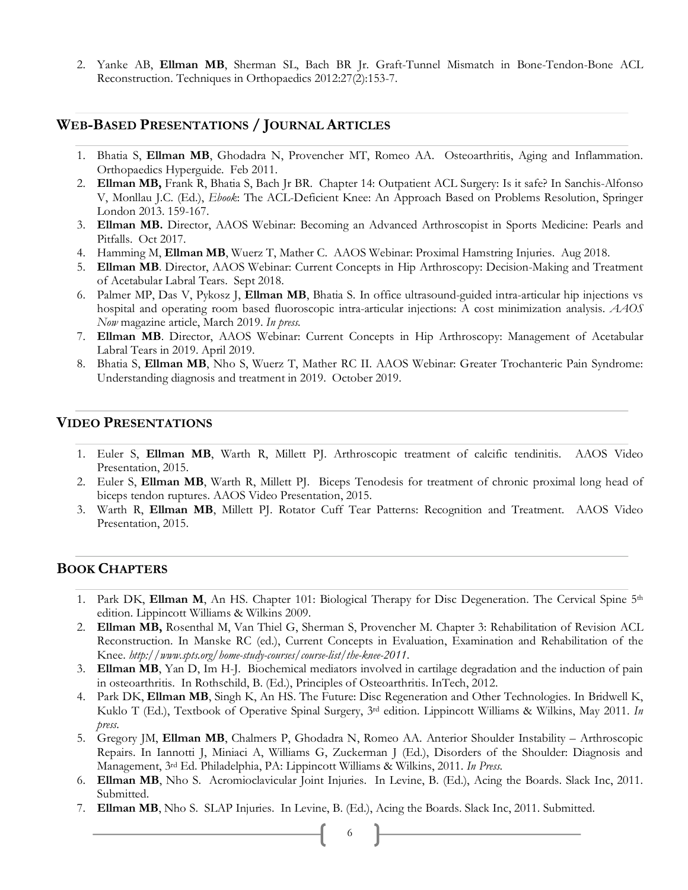2. Yanke AB, **Ellman MB**, Sherman SL, Bach BR Jr. Graft-Tunnel Mismatch in Bone-Tendon-Bone ACL Reconstruction. Techniques in Orthopaedics 2012:27(2):153-7.

## WEB-BASED PRESENTATIONS / JOURNAL ARTICLES

1. Bhatia S, **Ellman MB**, Ghodadra N, Provencher MT, Romeo AA. Osteoarthritis, Aging and Inflammation. Orthopaedics Hyperguide. Feb 2011.
2. **Ellman MB,** Frank R, Bhatia S, Bach Jr BR. Chapter 14: Outpatient ACL Surgery: Is it safe? In Sanchis-Alfonso V, Monllau J.C. (Ed.), *Ebook*: The ACL-Deficient Knee: An Approach Based on Problems Resolution, Springer London 2013. 159-167.
3. **Ellman MB.** Director, AAOS Webinar: Becoming an Advanced Arthroscopist in Sports Medicine: Pearls and Pitfalls. Oct 2017.
4. Hamming M, **Ellman MB**, Wuerz T, Mather C. AAOS Webinar: Proximal Hamstring Injuries. Aug 2018.
5. **Ellman MB**. Director, AAOS Webinar: Current Concepts in Hip Arthroscopy: Decision-Making and Treatment of Acetabular Labral Tears. Sept 2018.
6. Palmer MP, Das V, Pykosz J, **Ellman MB**, Bhatia S. In office ultrasound-guided intra-articular hip injections vs hospital and operating room based fluoroscopic intra-articular injections: A cost minimization analysis. *AAOS Now* magazine article, March 2019. *In press.*
7. **Ellman MB**. Director, AAOS Webinar: Current Concepts in Hip Arthroscopy: Management of Acetabular Labral Tears in 2019. April 2019.
8. Bhatia S, **Ellman MB**, Nho S, Wuerz T, Mather RC II. AAOS Webinar: Greater Trochanteric Pain Syndrome: Understanding diagnosis and treatment in 2019. October 2019.

## VIDEO PRESENTATIONS

1. Euler S, **Ellman MB**, Warth R, Millett PJ. Arthroscopic treatment of calcific tendinitis. AAOS Video Presentation, 2015.
2. Euler S, **Ellman MB**, Warth R, Millett PJ. Biceps Tenodesis for treatment of chronic proximal long head of biceps tendon ruptures. AAOS Video Presentation, 2015.
3. Warth R, **Ellman MB**, Millett PJ. Rotator Cuff Tear Patterns: Recognition and Treatment. AAOS Video Presentation, 2015.

## BOOK CHAPTERS

1. Park DK, **Ellman M**, An HS. Chapter 101: Biological Therapy for Disc Degeneration. The Cervical Spine 5th edition. Lippincott Williams & Wilkins 2009.
2. **Ellman MB,** Rosenthal M, Van Thiel G, Sherman S, Provencher M. Chapter 3: Rehabilitation of Revision ACL Reconstruction. In Manske RC (ed.), Current Concepts in Evaluation, Examination and Rehabilitation of the Knee. *http://www.spts.org/home-study-courses/course-list/the-knee-2011*.
3. **Ellman MB**, Yan D, Im H-J. Biochemical mediators involved in cartilage degradation and the induction of pain in osteoarthritis. In Rothschild, B. (Ed.), Principles of Osteoarthritis. InTech, 2012.
4. Park DK, **Ellman MB**, Singh K, An HS. The Future: Disc Regeneration and Other Technologies. In Bridwell K, Kuklo T (Ed.), Textbook of Operative Spinal Surgery, 3rd edition. Lippincott Williams & Wilkins, May 2011. *In press*.
5. Gregory JM, **Ellman MB**, Chalmers P, Ghodadra N, Romeo AA. Anterior Shoulder Instability – Arthroscopic Repairs. In Iannotti J, Miniaci A, Williams G, Zuckerman J (Ed.), Disorders of the Shoulder: Diagnosis and Management, 3rd Ed. Philadelphia, PA: Lippincott Williams & Wilkins, 2011. *In Press.*
6. **Ellman MB**, Nho S. Acromioclavicular Joint Injuries. In Levine, B. (Ed.), Acing the Boards. Slack Inc, 2011. Submitted.
7. **Ellman MB**, Nho S. SLAP Injuries. In Levine, B. (Ed.), Acing the Boards. Slack Inc, 2011. Submitted.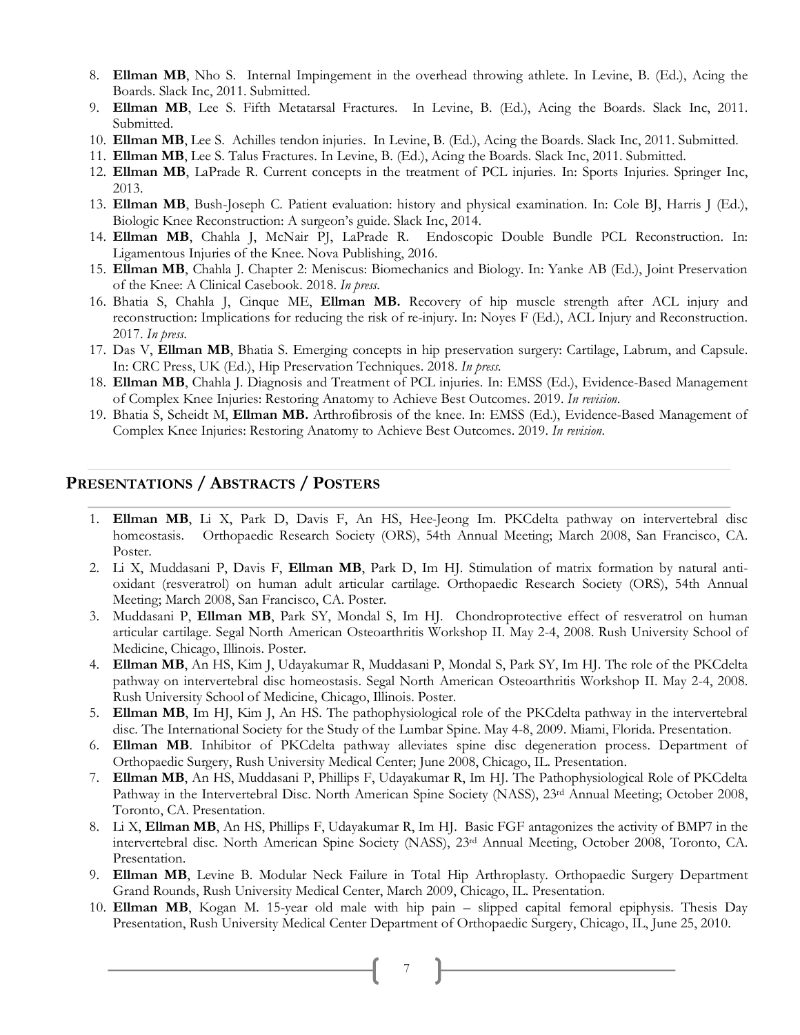8. **Ellman MB**, Nho S. Internal Impingement in the overhead throwing athlete. In Levine, B. (Ed.), Acing the Boards. Slack Inc, 2011. Submitted.
9. **Ellman MB**, Lee S. Fifth Metatarsal Fractures. In Levine, B. (Ed.), Acing the Boards. Slack Inc, 2011. Submitted.
10. **Ellman MB**, Lee S. Achilles tendon injuries. In Levine, B. (Ed.), Acing the Boards. Slack Inc, 2011. Submitted.
11. **Ellman MB**, Lee S. Talus Fractures. In Levine, B. (Ed.), Acing the Boards. Slack Inc, 2011. Submitted.
12. **Ellman MB**, LaPrade R. Current concepts in the treatment of PCL injuries. In: Sports Injuries. Springer Inc, 2013.
13. **Ellman MB**, Bush-Joseph C. Patient evaluation: history and physical examination. In: Cole BJ, Harris J (Ed.), Biologic Knee Reconstruction: A surgeon's guide. Slack Inc, 2014.
14. **Ellman MB**, Chahla J, McNair PJ, LaPrade R. Endoscopic Double Bundle PCL Reconstruction. In: Ligamentous Injuries of the Knee. Nova Publishing, 2016.
15. **Ellman MB**, Chahla J. Chapter 2: Meniscus: Biomechanics and Biology. In: Yanke AB (Ed.), Joint Preservation of the Knee: A Clinical Casebook. 2018. *In press.*
16. Bhatia S, Chahla J, Cinque ME, **Ellman MB.** Recovery of hip muscle strength after ACL injury and reconstruction: Implications for reducing the risk of re-injury. In: Noyes F (Ed.), ACL Injury and Reconstruction. 2017. *In press.*
17. Das V, **Ellman MB**, Bhatia S. Emerging concepts in hip preservation surgery: Cartilage, Labrum, and Capsule. In: CRC Press, UK (Ed.), Hip Preservation Techniques. 2018. *In press.*
18. **Ellman MB**, Chahla J. Diagnosis and Treatment of PCL injuries. In: EMSS (Ed.), Evidence-Based Management of Complex Knee Injuries: Restoring Anatomy to Achieve Best Outcomes. 2019. *In revision.*
19. Bhatia S, Scheidt M, **Ellman MB.** Arthrofibrosis of the knee. In: EMSS (Ed.), Evidence-Based Management of Complex Knee Injuries: Restoring Anatomy to Achieve Best Outcomes. 2019. *In revision.*

## Presentations / Abstracts / Posters

1. **Ellman MB**, Li X, Park D, Davis F, An HS, Hee-Jeong Im. PKCdelta pathway on intervertebral disc homeostasis. Orthopaedic Research Society (ORS), 54th Annual Meeting; March 2008, San Francisco, CA. Poster.
2. Li X, Muddasani P, Davis F, **Ellman MB**, Park D, Im HJ. Stimulation of matrix formation by natural anti-oxidant (resveratrol) on human adult articular cartilage. Orthopaedic Research Society (ORS), 54th Annual Meeting; March 2008, San Francisco, CA. Poster.
3. Muddasani P, **Ellman MB**, Park SY, Mondal S, Im HJ. Chondroprotective effect of resveratrol on human articular cartilage. Segal North American Osteoarthritis Workshop II. May 2-4, 2008. Rush University School of Medicine, Chicago, Illinois. Poster.
4. **Ellman MB**, An HS, Kim J, Udayakumar R, Muddasani P, Mondal S, Park SY, Im HJ. The role of the PKCdelta pathway on intervertebral disc homeostasis. Segal North American Osteoarthritis Workshop II. May 2-4, 2008. Rush University School of Medicine, Chicago, Illinois. Poster.
5. **Ellman MB**, Im HJ, Kim J, An HS. The pathophysiological role of the PKCdelta pathway in the intervertebral disc. The International Society for the Study of the Lumbar Spine. May 4-8, 2009. Miami, Florida. Presentation.
6. **Ellman MB**. Inhibitor of PKCdelta pathway alleviates spine disc degeneration process. Department of Orthopaedic Surgery, Rush University Medical Center; June 2008, Chicago, IL. Presentation.
7. **Ellman MB**, An HS, Muddasani P, Phillips F, Udayakumar R, Im HJ. The Pathophysiological Role of PKCdelta Pathway in the Intervertebral Disc. North American Spine Society (NASS), 23rd Annual Meeting; October 2008, Toronto, CA. Presentation.
8. Li X, **Ellman MB**, An HS, Phillips F, Udayakumar R, Im HJ. Basic FGF antagonizes the activity of BMP7 in the intervertebral disc. North American Spine Society (NASS), 23rd Annual Meeting, October 2008, Toronto, CA. Presentation.
9. **Ellman MB**, Levine B. Modular Neck Failure in Total Hip Arthroplasty. Orthopaedic Surgery Department Grand Rounds, Rush University Medical Center, March 2009, Chicago, IL. Presentation.
10. **Ellman MB**, Kogan M. 15-year old male with hip pain – slipped capital femoral epiphysis. Thesis Day Presentation, Rush University Medical Center Department of Orthopaedic Surgery, Chicago, IL, June 25, 2010.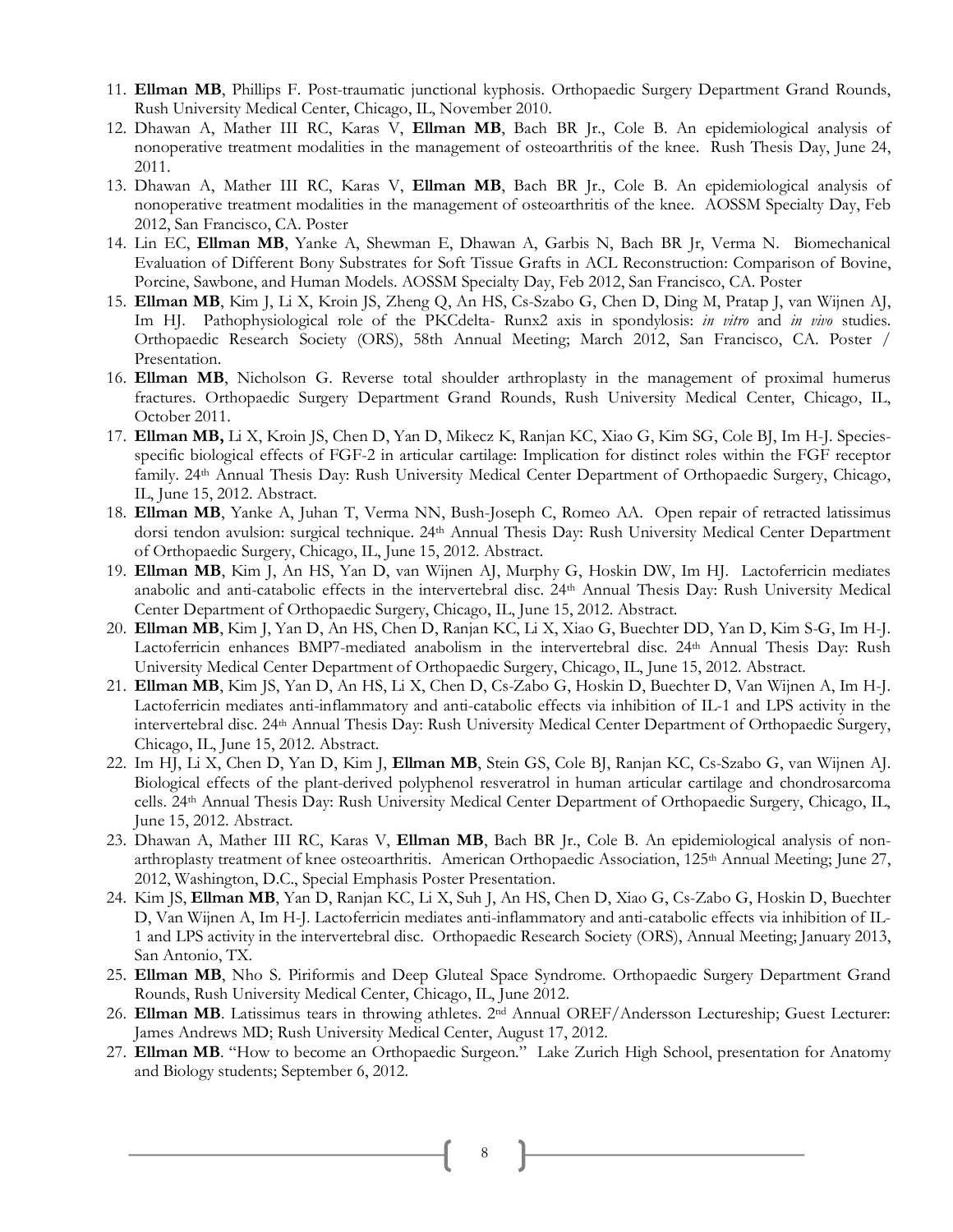11. **Ellman MB**, Phillips F. Post-traumatic junctional kyphosis. Orthopaedic Surgery Department Grand Rounds, Rush University Medical Center, Chicago, IL, November 2010.
12. Dhawan A, Mather III RC, Karas V, **Ellman MB**, Bach BR Jr., Cole B. An epidemiological analysis of nonoperative treatment modalities in the management of osteoarthritis of the knee. Rush Thesis Day, June 24, 2011.
13. Dhawan A, Mather III RC, Karas V, **Ellman MB**, Bach BR Jr., Cole B. An epidemiological analysis of nonoperative treatment modalities in the management of osteoarthritis of the knee. AOSSM Specialty Day, Feb 2012, San Francisco, CA. Poster
14. Lin EC, **Ellman MB**, Yanke A, Shewman E, Dhawan A, Garbis N, Bach BR Jr, Verma N. Biomechanical Evaluation of Different Bony Substrates for Soft Tissue Grafts in ACL Reconstruction: Comparison of Bovine, Porcine, Sawbone, and Human Models. AOSSM Specialty Day, Feb 2012, San Francisco, CA. Poster
15. **Ellman MB**, Kim J, Li X, Kroin JS, Zheng Q, An HS, Cs-Szabo G, Chen D, Ding M, Pratap J, van Wijnen AJ, Im HJ. Pathophysiological role of the PKCdelta- Runx2 axis in spondylosis: *in vitro* and *in vivo* studies. Orthopaedic Research Society (ORS), 58th Annual Meeting; March 2012, San Francisco, CA. Poster / Presentation.
16. **Ellman MB**, Nicholson G. Reverse total shoulder arthroplasty in the management of proximal humerus fractures. Orthopaedic Surgery Department Grand Rounds, Rush University Medical Center, Chicago, IL, October 2011.
17. **Ellman MB,** Li X, Kroin JS, Chen D, Yan D, Mikecz K, Ranjan KC, Xiao G, Kim SG, Cole BJ, Im H-J. Species-specific biological effects of FGF-2 in articular cartilage: Implication for distinct roles within the FGF receptor family. 24th Annual Thesis Day: Rush University Medical Center Department of Orthopaedic Surgery, Chicago, IL, June 15, 2012. Abstract.
18. **Ellman MB**, Yanke A, Juhan T, Verma NN, Bush-Joseph C, Romeo AA. Open repair of retracted latissimus dorsi tendon avulsion: surgical technique. 24th Annual Thesis Day: Rush University Medical Center Department of Orthopaedic Surgery, Chicago, IL, June 15, 2012. Abstract.
19. **Ellman MB**, Kim J, An HS, Yan D, van Wijnen AJ, Murphy G, Hoskin DW, Im HJ. Lactoferricin mediates anabolic and anti-catabolic effects in the intervertebral disc. 24th Annual Thesis Day: Rush University Medical Center Department of Orthopaedic Surgery, Chicago, IL, June 15, 2012. Abstract.
20. **Ellman MB**, Kim J, Yan D, An HS, Chen D, Ranjan KC, Li X, Xiao G, Buechter DD, Yan D, Kim S-G, Im H-J. Lactoferricin enhances BMP7-mediated anabolism in the intervertebral disc. 24th Annual Thesis Day: Rush University Medical Center Department of Orthopaedic Surgery, Chicago, IL, June 15, 2012. Abstract.
21. **Ellman MB**, Kim JS, Yan D, An HS, Li X, Chen D, Cs-Zabo G, Hoskin D, Buechter D, Van Wijnen A, Im H-J. Lactoferricin mediates anti-inflammatory and anti-catabolic effects via inhibition of IL-1 and LPS activity in the intervertebral disc. 24th Annual Thesis Day: Rush University Medical Center Department of Orthopaedic Surgery, Chicago, IL, June 15, 2012. Abstract.
22. Im HJ, Li X, Chen D, Yan D, Kim J, **Ellman MB**, Stein GS, Cole BJ, Ranjan KC, Cs-Szabo G, van Wijnen AJ. Biological effects of the plant-derived polyphenol resveratrol in human articular cartilage and chondrosarcoma cells. 24th Annual Thesis Day: Rush University Medical Center Department of Orthopaedic Surgery, Chicago, IL, June 15, 2012. Abstract.
23. Dhawan A, Mather III RC, Karas V, **Ellman MB**, Bach BR Jr., Cole B. An epidemiological analysis of non-arthroplasty treatment of knee osteoarthritis. American Orthopaedic Association, 125th Annual Meeting; June 27, 2012, Washington, D.C., Special Emphasis Poster Presentation.
24. Kim JS, **Ellman MB**, Yan D, Ranjan KC, Li X, Suh J, An HS, Chen D, Xiao G, Cs-Zabo G, Hoskin D, Buechter D, Van Wijnen A, Im H-J. Lactoferricin mediates anti-inflammatory and anti-catabolic effects via inhibition of IL-1 and LPS activity in the intervertebral disc. Orthopaedic Research Society (ORS), Annual Meeting; January 2013, San Antonio, TX.
25. **Ellman MB**, Nho S. Piriformis and Deep Gluteal Space Syndrome. Orthopaedic Surgery Department Grand Rounds, Rush University Medical Center, Chicago, IL, June 2012.
26. **Ellman MB**. Latissimus tears in throwing athletes. 2nd Annual OREF/Andersson Lectureship; Guest Lecturer: James Andrews MD; Rush University Medical Center, August 17, 2012.
27. **Ellman MB**. "How to become an Orthopaedic Surgeon." Lake Zurich High School, presentation for Anatomy and Biology students; September 6, 2012.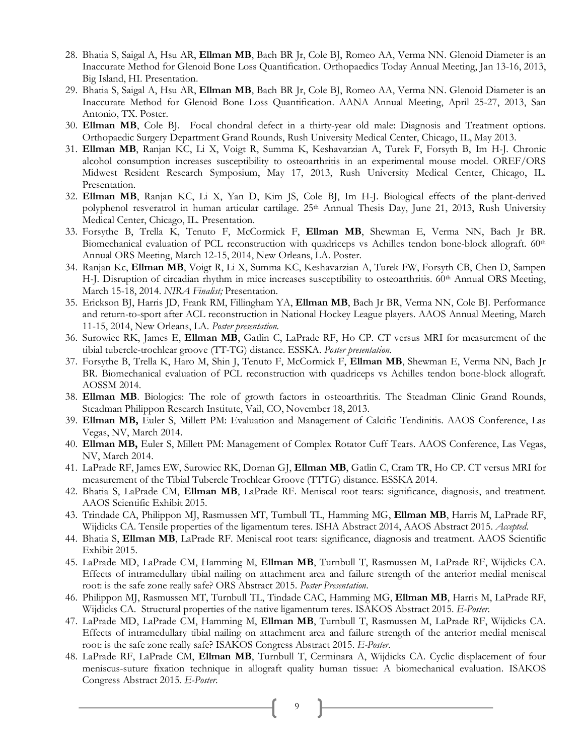28. Bhatia S, Saigal A, Hsu AR, **Ellman MB**, Bach BR Jr, Cole BJ, Romeo AA, Verma NN. Glenoid Diameter is an Inaccurate Method for Glenoid Bone Loss Quantification. Orthopaedics Today Annual Meeting, Jan 13-16, 2013, Big Island, HI. Presentation.
29. Bhatia S, Saigal A, Hsu AR, **Ellman MB**, Bach BR Jr, Cole BJ, Romeo AA, Verma NN. Glenoid Diameter is an Inaccurate Method for Glenoid Bone Loss Quantification. AANA Annual Meeting, April 25-27, 2013, San Antonio, TX. Poster.
30. **Ellman MB**, Cole BJ. Focal chondral defect in a thirty-year old male: Diagnosis and Treatment options. Orthopaedic Surgery Department Grand Rounds, Rush University Medical Center, Chicago, IL, May 2013.
31. **Ellman MB**, Ranjan KC, Li X, Voigt R, Summa K, Keshavarzian A, Turek F, Forsyth B, Im H-J. Chronic alcohol consumption increases susceptibility to osteoarthritis in an experimental mouse model. OREF/ORS Midwest Resident Research Symposium, May 17, 2013, Rush University Medical Center, Chicago, IL. Presentation.
32. **Ellman MB**, Ranjan KC, Li X, Yan D, Kim JS, Cole BJ, Im H-J. Biological effects of the plant-derived polyphenol resveratrol in human articular cartilage. 25th Annual Thesis Day, June 21, 2013, Rush University Medical Center, Chicago, IL. Presentation.
33. Forsythe B, Trella K, Tenuto F, McCormick F, **Ellman MB**, Shewman E, Verma NN, Bach Jr BR. Biomechanical evaluation of PCL reconstruction with quadriceps vs Achilles tendon bone-block allograft. 60th Annual ORS Meeting, March 12-15, 2014, New Orleans, LA. Poster.
34. Ranjan Kc, **Ellman MB**, Voigt R, Li X, Summa KC, Keshavarzian A, Turek FW, Forsyth CB, Chen D, Sampen H-J. Disruption of circadian rhythm in mice increases susceptibility to osteoarthritis. 60th Annual ORS Meeting, March 15-18, 2014. *NIRA Finalist;* Presentation.
35. Erickson BJ, Harris JD, Frank RM, Fillingham YA, **Ellman MB**, Bach Jr BR, Verma NN, Cole BJ. Performance and return-to-sport after ACL reconstruction in National Hockey League players. AAOS Annual Meeting, March 11-15, 2014, New Orleans, LA. *Poster presentation.*
36. Surowiec RK, James E, **Ellman MB**, Gatlin C, LaPrade RF, Ho CP. CT versus MRI for measurement of the tibial tubercle-trochlear groove (TT-TG) distance. ESSKA. *Poster presentation.*
37. Forsythe B, Trella K, Haro M, Shin J, Tenuto F, McCormick F, **Ellman MB**, Shewman E, Verma NN, Bach Jr BR. Biomechanical evaluation of PCL reconstruction with quadriceps vs Achilles tendon bone-block allograft. AOSSM 2014.
38. **Ellman MB**. Biologics: The role of growth factors in osteoarthritis. The Steadman Clinic Grand Rounds, Steadman Philippon Research Institute, Vail, CO, November 18, 2013.
39. **Ellman MB,** Euler S, Millett PM: Evaluation and Management of Calcific Tendinitis. AAOS Conference, Las Vegas, NV, March 2014.
40. **Ellman MB,** Euler S, Millett PM: Management of Complex Rotator Cuff Tears. AAOS Conference, Las Vegas, NV, March 2014.
41. LaPrade RF, James EW, Surowiec RK, Dornan GJ, **Ellman MB**, Gatlin C, Cram TR, Ho CP. CT versus MRI for measurement of the Tibial Tubercle Trochlear Groove (TTTG) distance. ESSKA 2014.
42. Bhatia S, LaPrade CM, **Ellman MB**, LaPrade RF. Meniscal root tears: significance, diagnosis, and treatment. AAOS Scientific Exhibit 2015.
43. Trindade CA, Philippon MJ, Rasmussen MT, Turnbull TL, Hamming MG, **Ellman MB**, Harris M, LaPrade RF, Wijdicks CA. Tensile properties of the ligamentum teres. ISHA Abstract 2014, AAOS Abstract 2015. *Accepted.*
44. Bhatia S, **Ellman MB**, LaPrade RF. Meniscal root tears: significance, diagnosis and treatment. AAOS Scientific Exhibit 2015.
45. LaPrade MD, LaPrade CM, Hamming M, **Ellman MB**, Turnbull T, Rasmussen M, LaPrade RF, Wijdicks CA. Effects of intramedullary tibial nailing on attachment area and failure strength of the anterior medial meniscal root: is the safe zone really safe? ORS Abstract 2015. *Poster Presentation.*
46. Philippon MJ, Rasmussen MT, Turnbull TL, Tindade CAC, Hamming MG, **Ellman MB**, Harris M, LaPrade RF, Wijdicks CA. Structural properties of the native ligamentum teres. ISAKOS Abstract 2015. *E-Poster.*
47. LaPrade MD, LaPrade CM, Hamming M, **Ellman MB**, Turnbull T, Rasmussen M, LaPrade RF, Wijdicks CA. Effects of intramedullary tibial nailing on attachment area and failure strength of the anterior medial meniscal root: is the safe zone really safe? ISAKOS Congress Abstract 2015. *E-Poster.*
48. LaPrade RF, LaPrade CM, **Ellman MB**, Turnbull T, Cerminara A, Wijdicks CA. Cyclic displacement of four meniscus-suture fixation technique in allograft quality human tissue: A biomechanical evaluation. ISAKOS Congress Abstract 2015. *E-Poster.*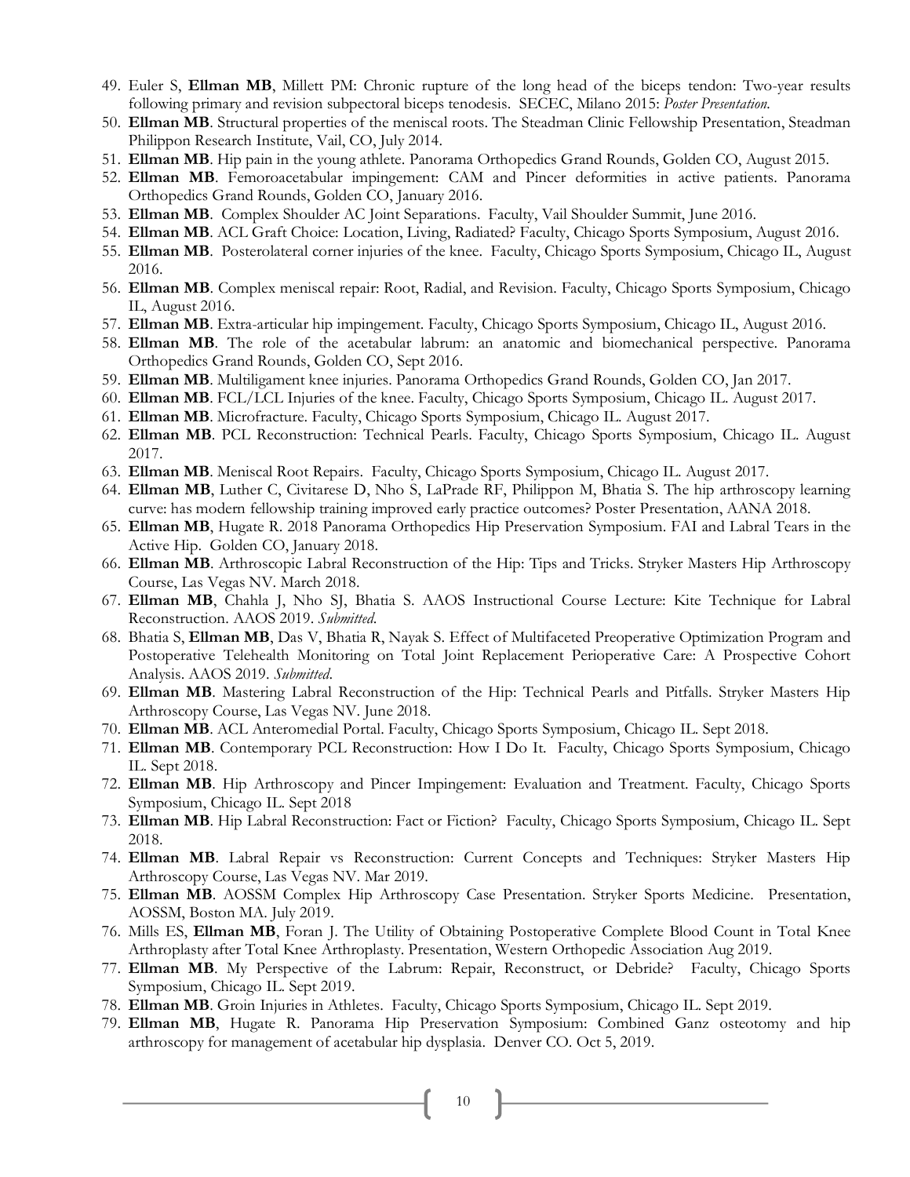49. Euler S, **Ellman MB**, Millett PM: Chronic rupture of the long head of the biceps tendon: Two-year results following primary and revision subpectoral biceps tenodesis. SECEC, Milano 2015: *Poster Presentation.*
50. **Ellman MB**. Structural properties of the meniscal roots. The Steadman Clinic Fellowship Presentation, Steadman Philippon Research Institute, Vail, CO, July 2014.
51. **Ellman MB**. Hip pain in the young athlete. Panorama Orthopedics Grand Rounds, Golden CO, August 2015.
52. **Ellman MB**. Femoroacetabular impingement: CAM and Pincer deformities in active patients. Panorama Orthopedics Grand Rounds, Golden CO, January 2016.
53. **Ellman MB**. Complex Shoulder AC Joint Separations. Faculty, Vail Shoulder Summit, June 2016.
54. **Ellman MB**. ACL Graft Choice: Location, Living, Radiated? Faculty, Chicago Sports Symposium, August 2016.
55. **Ellman MB**. Posterolateral corner injuries of the knee. Faculty, Chicago Sports Symposium, Chicago IL, August 2016.
56. **Ellman MB**. Complex meniscal repair: Root, Radial, and Revision. Faculty, Chicago Sports Symposium, Chicago IL, August 2016.
57. **Ellman MB**. Extra-articular hip impingement. Faculty, Chicago Sports Symposium, Chicago IL, August 2016.
58. **Ellman MB**. The role of the acetabular labrum: an anatomic and biomechanical perspective. Panorama Orthopedics Grand Rounds, Golden CO, Sept 2016.
59. **Ellman MB**. Multiligament knee injuries. Panorama Orthopedics Grand Rounds, Golden CO, Jan 2017.
60. **Ellman MB**. FCL/LCL Injuries of the knee. Faculty, Chicago Sports Symposium, Chicago IL. August 2017.
61. **Ellman MB**. Microfracture. Faculty, Chicago Sports Symposium, Chicago IL. August 2017.
62. **Ellman MB**. PCL Reconstruction: Technical Pearls. Faculty, Chicago Sports Symposium, Chicago IL. August 2017.
63. **Ellman MB**. Meniscal Root Repairs. Faculty, Chicago Sports Symposium, Chicago IL. August 2017.
64. **Ellman MB**, Luther C, Civitarese D, Nho S, LaPrade RF, Philippon M, Bhatia S. The hip arthroscopy learning curve: has modern fellowship training improved early practice outcomes? Poster Presentation, AANA 2018.
65. **Ellman MB**, Hugate R. 2018 Panorama Orthopedics Hip Preservation Symposium. FAI and Labral Tears in the Active Hip. Golden CO, January 2018.
66. **Ellman MB**. Arthroscopic Labral Reconstruction of the Hip: Tips and Tricks. Stryker Masters Hip Arthroscopy Course, Las Vegas NV. March 2018.
67. **Ellman MB**, Chahla J, Nho SJ, Bhatia S. AAOS Instructional Course Lecture: Kite Technique for Labral Reconstruction. AAOS 2019. *Submitted.*
68. Bhatia S, **Ellman MB**, Das V, Bhatia R, Nayak S. Effect of Multifaceted Preoperative Optimization Program and Postoperative Telehealth Monitoring on Total Joint Replacement Perioperative Care: A Prospective Cohort Analysis. AAOS 2019. *Submitted.*
69. **Ellman MB**. Mastering Labral Reconstruction of the Hip: Technical Pearls and Pitfalls. Stryker Masters Hip Arthroscopy Course, Las Vegas NV. June 2018.
70. **Ellman MB**. ACL Anteromedial Portal. Faculty, Chicago Sports Symposium, Chicago IL. Sept 2018.
71. **Ellman MB**. Contemporary PCL Reconstruction: How I Do It. Faculty, Chicago Sports Symposium, Chicago IL. Sept 2018.
72. **Ellman MB**. Hip Arthroscopy and Pincer Impingement: Evaluation and Treatment. Faculty, Chicago Sports Symposium, Chicago IL. Sept 2018
73. **Ellman MB**. Hip Labral Reconstruction: Fact or Fiction? Faculty, Chicago Sports Symposium, Chicago IL. Sept 2018.
74. **Ellman MB**. Labral Repair vs Reconstruction: Current Concepts and Techniques: Stryker Masters Hip Arthroscopy Course, Las Vegas NV. Mar 2019.
75. **Ellman MB**. AOSSM Complex Hip Arthroscopy Case Presentation. Stryker Sports Medicine. Presentation, AOSSM, Boston MA. July 2019.
76. Mills ES, **Ellman MB**, Foran J. The Utility of Obtaining Postoperative Complete Blood Count in Total Knee Arthroplasty after Total Knee Arthroplasty. Presentation, Western Orthopedic Association Aug 2019.
77. **Ellman MB**. My Perspective of the Labrum: Repair, Reconstruct, or Debride? Faculty, Chicago Sports Symposium, Chicago IL. Sept 2019.
78. **Ellman MB**. Groin Injuries in Athletes. Faculty, Chicago Sports Symposium, Chicago IL. Sept 2019.
79. **Ellman MB**, Hugate R. Panorama Hip Preservation Symposium: Combined Ganz osteotomy and hip arthroscopy for management of acetabular hip dysplasia. Denver CO. Oct 5, 2019.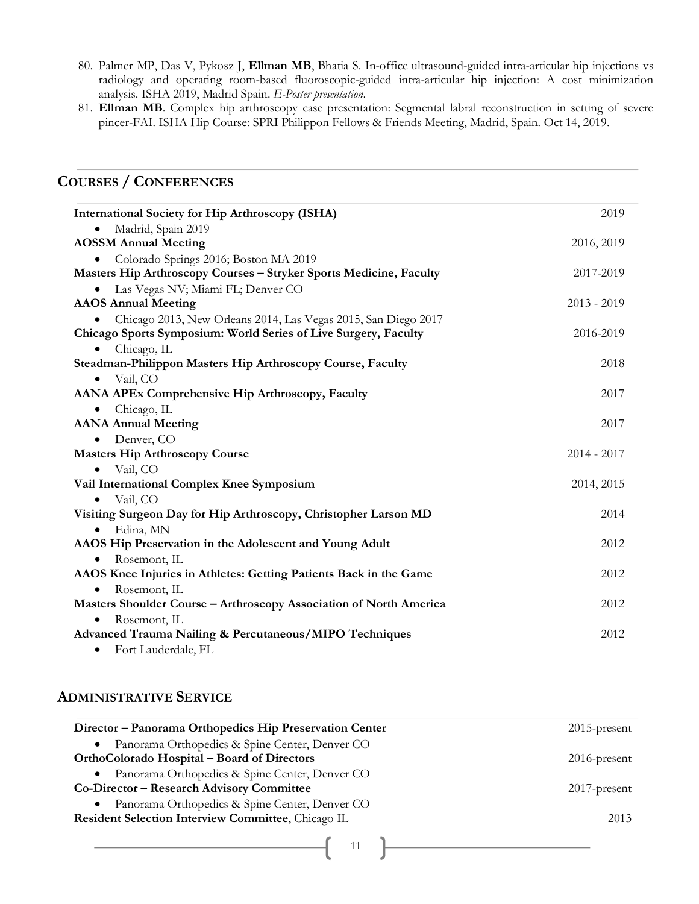80. Palmer MP, Das V, Pykosz J, **Ellman MB**, Bhatia S. In-office ultrasound-guided intra-articular hip injections vs radiology and operating room-based fluoroscopic-guided intra-articular hip injection: A cost minimization analysis. ISHA 2019, Madrid Spain. *E-Poster presentation.*
81. **Ellman MB**. Complex hip arthroscopy case presentation: Segmental labral reconstruction in setting of severe pincer-FAI. ISHA Hip Course: SPRI Philippon Fellows & Friends Meeting, Madrid, Spain. Oct 14, 2019.

## Courses / Conferences

**International Society for Hip Arthroscopy (ISHA)** — 2019
- Madrid, Spain 2019

**AOSSM Annual Meeting** — 2016, 2019
- Colorado Springs 2016; Boston MA 2019

**Masters Hip Arthroscopy Courses – Stryker Sports Medicine, Faculty** — 2017-2019
- Las Vegas NV; Miami FL; Denver CO

**AAOS Annual Meeting** — 2013 - 2019
- Chicago 2013, New Orleans 2014, Las Vegas 2015, San Diego 2017

**Chicago Sports Symposium: World Series of Live Surgery, Faculty** — 2016-2019
- Chicago, IL

**Steadman-Philippon Masters Hip Arthroscopy Course, Faculty** — 2018
- Vail, CO

**AANA APEx Comprehensive Hip Arthroscopy, Faculty** — 2017
- Chicago, IL

**AANA Annual Meeting** — 2017
- Denver, CO

**Masters Hip Arthroscopy Course** — 2014 - 2017
- Vail, CO

**Vail International Complex Knee Symposium** — 2014, 2015
- Vail, CO

**Visiting Surgeon Day for Hip Arthroscopy, Christopher Larson MD** — 2014
- Edina, MN

**AAOS Hip Preservation in the Adolescent and Young Adult** — 2012
- Rosemont, IL

**AAOS Knee Injuries in Athletes: Getting Patients Back in the Game** — 2012
- Rosemont, IL

**Masters Shoulder Course – Arthroscopy Association of North America** — 2012
- Rosemont, IL

**Advanced Trauma Nailing & Percutaneous/MIPO Techniques** — 2012
- Fort Lauderdale, FL

## Administrative Service

**Director – Panorama Orthopedics Hip Preservation Center** — 2015-present
- Panorama Orthopedics & Spine Center, Denver CO

**OrthoColorado Hospital – Board of Directors** — 2016-present
- Panorama Orthopedics & Spine Center, Denver CO

**Co-Director – Research Advisory Committee** — 2017-present
- Panorama Orthopedics & Spine Center, Denver CO

**Resident Selection Interview Committee**, Chicago IL — 2013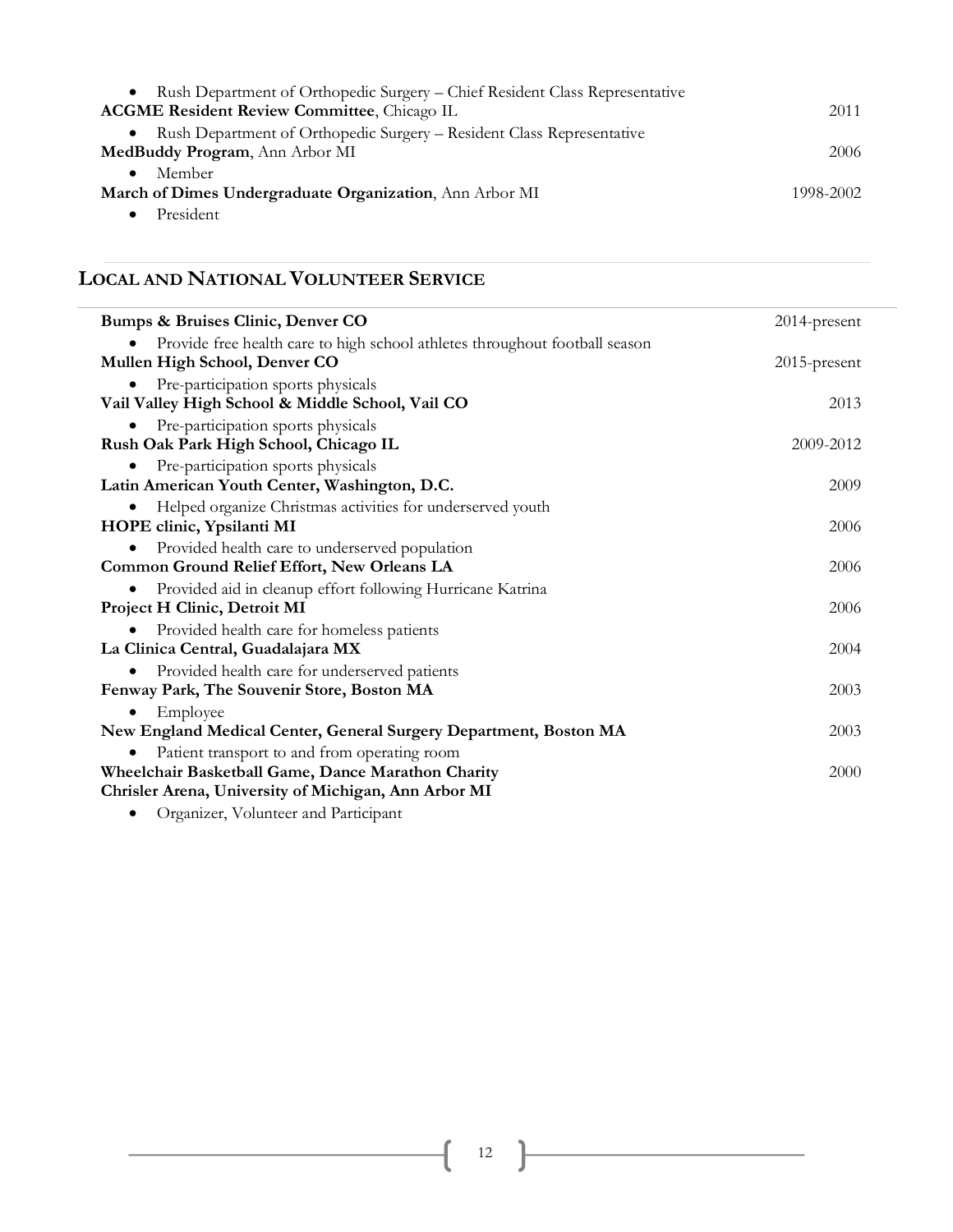- Rush Department of Orthopedic Surgery – Chief Resident Class Representative

**ACGME Resident Review Committee**, Chicago IL — 2011

- Rush Department of Orthopedic Surgery – Resident Class Representative

**MedBuddy Program**, Ann Arbor MI — 2006

- Member

**March of Dimes Undergraduate Organization**, Ann Arbor MI — 1998-2002

- President

## Local and National Volunteer Service

**Bumps & Bruises Clinic, Denver CO** — 2014-present

- Provide free health care to high school athletes throughout football season

**Mullen High School, Denver CO** — 2015-present

- Pre-participation sports physicals

**Vail Valley High School & Middle School, Vail CO** — 2013

- Pre-participation sports physicals

**Rush Oak Park High School, Chicago IL** — 2009-2012

- Pre-participation sports physicals

**Latin American Youth Center, Washington, D.C.** — 2009

- Helped organize Christmas activities for underserved youth

**HOPE clinic, Ypsilanti MI** — 2006

- Provided health care to underserved population

**Common Ground Relief Effort, New Orleans LA** — 2006

- Provided aid in cleanup effort following Hurricane Katrina

**Project H Clinic, Detroit MI** — 2006

- Provided health care for homeless patients

**La Clinica Central, Guadalajara MX** — 2004

- Provided health care for underserved patients

**Fenway Park, The Souvenir Store, Boston MA** — 2003

- Employee

**New England Medical Center, General Surgery Department, Boston MA** — 2003

- Patient transport to and from operating room

**Wheelchair Basketball Game, Dance Marathon Charity** — 2000
**Chrisler Arena, University of Michigan, Ann Arbor MI**

- Organizer, Volunteer and Participant